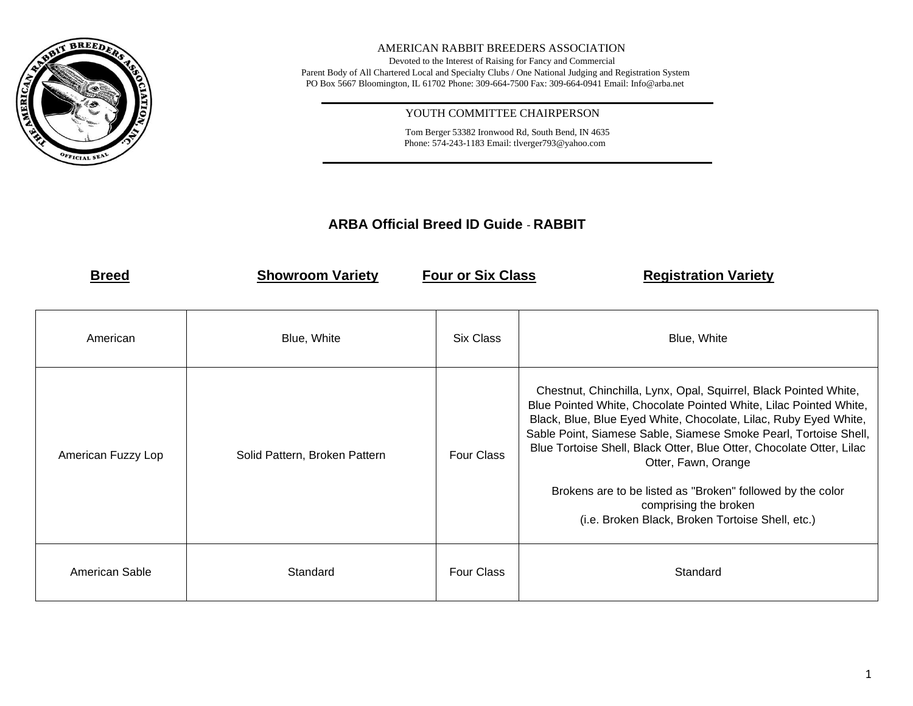AMERICAN RABBIT BREEDERS ASSOCIATION

Devoted to the Interest of Raising for Fancy and Commercial

Parent Body of All Chartered Local and Specialty Clubs / One National Judging and Registration System

PO Box 5667 Bloomington, IL 61702 Phone: 309-664-7500 Fax: 309-664-0941 Email: Info@arba.net

YOUTH COMMITTEE CHAIRPERSON

Tom Berger 53382 Ironwood Rd, South Bend, IN 4635
Phone: 574-243-1183 Email: tlverger793@yahoo.com

## ARBA Official Breed ID Guide - RABBIT

| Breed | Showroom Variety | Four or Six Class | Registration Variety |
|---|---|---|---|
| American | Blue, White | Six Class | Blue, White |
| American Fuzzy Lop | Solid Pattern, Broken Pattern | Four Class | Chestnut, Chinchilla, Lynx, Opal, Squirrel, Black Pointed White, Blue Pointed White, Chocolate Pointed White, Lilac Pointed White, Black, Blue, Blue Eyed White, Chocolate, Lilac, Ruby Eyed White, Sable Point, Siamese Sable, Siamese Smoke Pearl, Tortoise Shell, Blue Tortoise Shell, Black Otter, Blue Otter, Chocolate Otter, Lilac Otter, Fawn, Orange<br><br>Brokens are to be listed as "Broken" followed by the color comprising the broken (i.e. Broken Black, Broken Tortoise Shell, etc.) |
| American Sable | Standard | Four Class | Standard |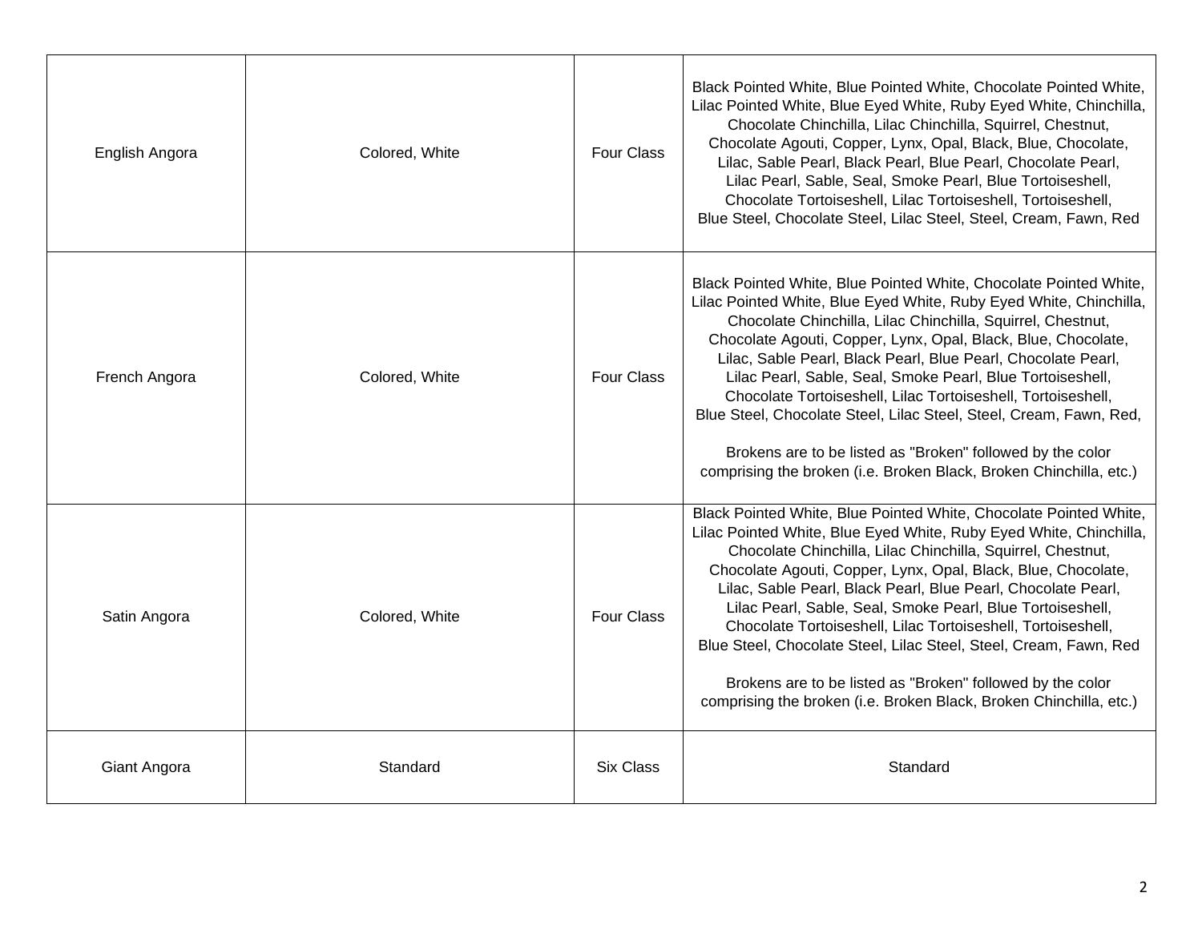| English Angora | Colored, White | Four Class | Black Pointed White, Blue Pointed White, Chocolate Pointed White, Lilac Pointed White, Blue Eyed White, Ruby Eyed White, Chinchilla, Chocolate Chinchilla, Lilac Chinchilla, Squirrel, Chestnut, Chocolate Agouti, Copper, Lynx, Opal, Black, Blue, Chocolate, Lilac, Sable Pearl, Black Pearl, Blue Pearl, Chocolate Pearl, Lilac Pearl, Sable, Seal, Smoke Pearl, Blue Tortoiseshell, Chocolate Tortoiseshell, Lilac Tortoiseshell, Tortoiseshell, Blue Steel, Chocolate Steel, Lilac Steel, Steel, Cream, Fawn, Red |
|---|---|---|---|
| French Angora | Colored, White | Four Class | Black Pointed White, Blue Pointed White, Chocolate Pointed White, Lilac Pointed White, Blue Eyed White, Ruby Eyed White, Chinchilla, Chocolate Chinchilla, Lilac Chinchilla, Squirrel, Chestnut, Chocolate Agouti, Copper, Lynx, Opal, Black, Blue, Chocolate, Lilac, Sable Pearl, Black Pearl, Blue Pearl, Chocolate Pearl, Lilac Pearl, Sable, Seal, Smoke Pearl, Blue Tortoiseshell, Chocolate Tortoiseshell, Lilac Tortoiseshell, Tortoiseshell, Blue Steel, Chocolate Steel, Lilac Steel, Steel, Cream, Fawn, Red,<br><br>Brokens are to be listed as "Broken" followed by the color comprising the broken (i.e. Broken Black, Broken Chinchilla, etc.) |
| Satin Angora | Colored, White | Four Class | Black Pointed White, Blue Pointed White, Chocolate Pointed White, Lilac Pointed White, Blue Eyed White, Ruby Eyed White, Chinchilla, Chocolate Chinchilla, Lilac Chinchilla, Squirrel, Chestnut, Chocolate Agouti, Copper, Lynx, Opal, Black, Blue, Chocolate, Lilac, Sable Pearl, Black Pearl, Blue Pearl, Chocolate Pearl, Lilac Pearl, Sable, Seal, Smoke Pearl, Blue Tortoiseshell, Chocolate Tortoiseshell, Lilac Tortoiseshell, Tortoiseshell, Blue Steel, Chocolate Steel, Lilac Steel, Steel, Cream, Fawn, Red<br><br>Brokens are to be listed as "Broken" followed by the color comprising the broken (i.e. Broken Black, Broken Chinchilla, etc.) |
| Giant Angora | Standard | Six Class | Standard |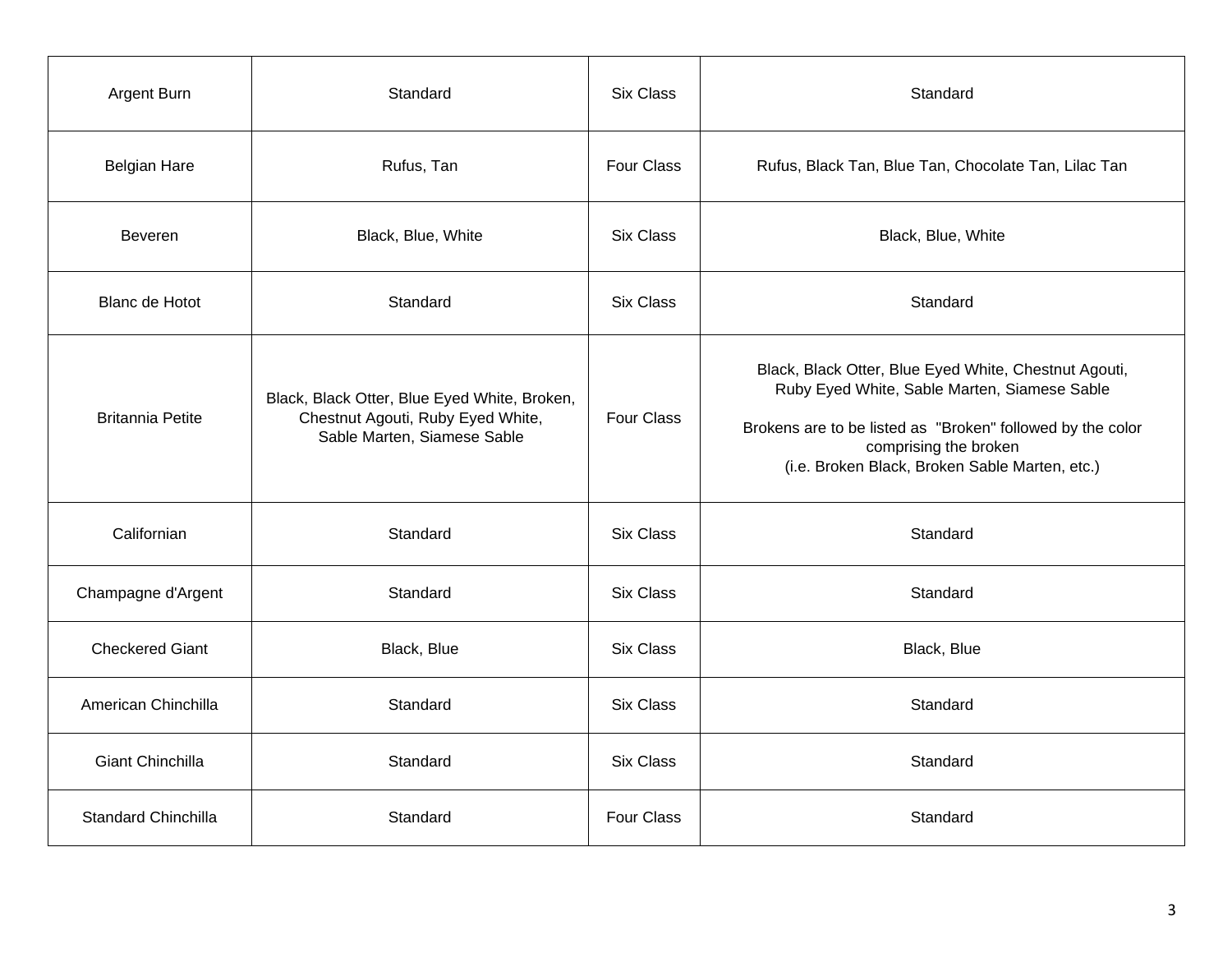| | | | |
|---|---|---|---|
| Argent Burn | Standard | Six Class | Standard |
| Belgian Hare | Rufus, Tan | Four Class | Rufus, Black Tan, Blue Tan, Chocolate Tan, Lilac Tan |
| Beveren | Black, Blue, White | Six Class | Black, Blue, White |
| Blanc de Hotot | Standard | Six Class | Standard |
| Britannia Petite | Black, Black Otter, Blue Eyed White, Broken, Chestnut Agouti, Ruby Eyed White, Sable Marten, Siamese Sable | Four Class | Black, Black Otter, Blue Eyed White, Chestnut Agouti, Ruby Eyed White, Sable Marten, Siamese Sable<br><br>Brokens are to be listed as "Broken" followed by the color comprising the broken (i.e. Broken Black, Broken Sable Marten, etc.) |
| Californian | Standard | Six Class | Standard |
| Champagne d'Argent | Standard | Six Class | Standard |
| Checkered Giant | Black, Blue | Six Class | Black, Blue |
| American Chinchilla | Standard | Six Class | Standard |
| Giant Chinchilla | Standard | Six Class | Standard |
| Standard Chinchilla | Standard | Four Class | Standard |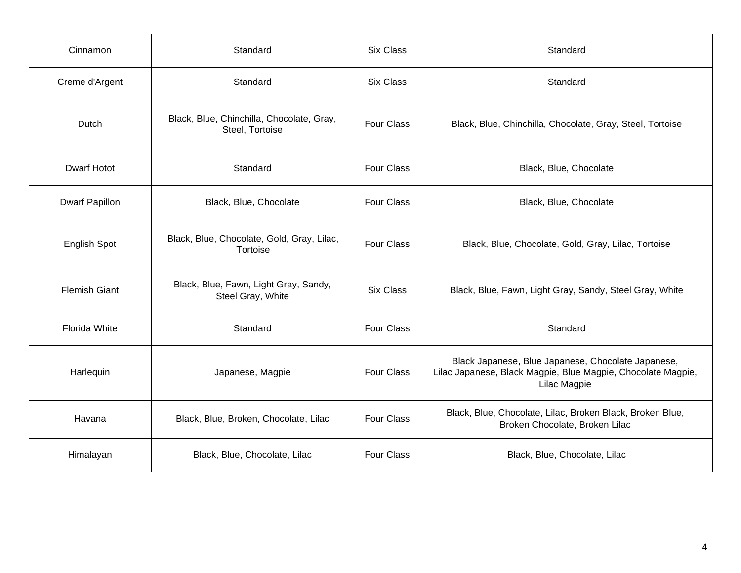| Cinnamon | Standard | Six Class | Standard |
|---|---|---|---|
| Creme d'Argent | Standard | Six Class | Standard |
| Dutch | Black, Blue, Chinchilla, Chocolate, Gray, Steel, Tortoise | Four Class | Black, Blue, Chinchilla, Chocolate, Gray, Steel, Tortoise |
| Dwarf Hotot | Standard | Four Class | Black, Blue, Chocolate |
| Dwarf Papillon | Black, Blue, Chocolate | Four Class | Black, Blue, Chocolate |
| English Spot | Black, Blue, Chocolate, Gold, Gray, Lilac, Tortoise | Four Class | Black, Blue, Chocolate, Gold, Gray, Lilac, Tortoise |
| Flemish Giant | Black, Blue, Fawn, Light Gray, Sandy, Steel Gray, White | Six Class | Black, Blue, Fawn, Light Gray, Sandy, Steel Gray, White |
| Florida White | Standard | Four Class | Standard |
| Harlequin | Japanese, Magpie | Four Class | Black Japanese, Blue Japanese, Chocolate Japanese, Lilac Japanese, Black Magpie, Blue Magpie, Chocolate Magpie, Lilac Magpie |
| Havana | Black, Blue, Broken, Chocolate, Lilac | Four Class | Black, Blue, Chocolate, Lilac, Broken Black, Broken Blue, Broken Chocolate, Broken Lilac |
| Himalayan | Black, Blue, Chocolate, Lilac | Four Class | Black, Blue, Chocolate, Lilac |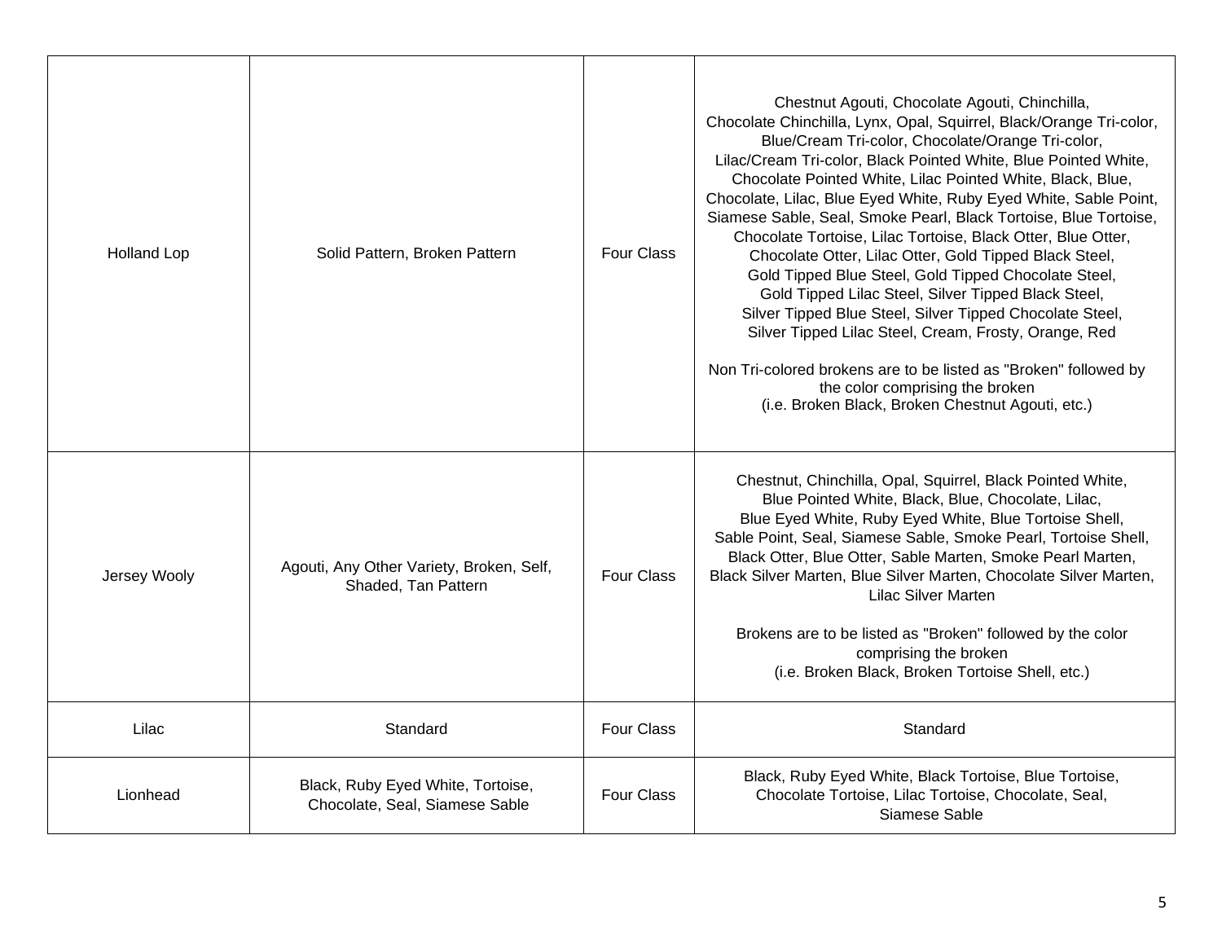| Holland Lop | Solid Pattern, Broken Pattern | Four Class | Chestnut Agouti, Chocolate Agouti, Chinchilla, Chocolate Chinchilla, Lynx, Opal, Squirrel, Black/Orange Tri-color, Blue/Cream Tri-color, Chocolate/Orange Tri-color, Lilac/Cream Tri-color, Black Pointed White, Blue Pointed White, Chocolate Pointed White, Lilac Pointed White, Black, Blue, Chocolate, Lilac, Blue Eyed White, Ruby Eyed White, Sable Point, Siamese Sable, Seal, Smoke Pearl, Black Tortoise, Blue Tortoise, Chocolate Tortoise, Lilac Tortoise, Black Otter, Blue Otter, Chocolate Otter, Lilac Otter, Gold Tipped Black Steel, Gold Tipped Blue Steel, Gold Tipped Chocolate Steel, Gold Tipped Lilac Steel, Silver Tipped Black Steel, Silver Tipped Blue Steel, Silver Tipped Chocolate Steel, Silver Tipped Lilac Steel, Cream, Frosty, Orange, Red<br><br>Non Tri-colored brokens are to be listed as "Broken" followed by the color comprising the broken (i.e. Broken Black, Broken Chestnut Agouti, etc.) |
|---|---|---|---|
| Jersey Wooly | Agouti, Any Other Variety, Broken, Self, Shaded, Tan Pattern | Four Class | Chestnut, Chinchilla, Opal, Squirrel, Black Pointed White, Blue Pointed White, Black, Blue, Chocolate, Lilac, Blue Eyed White, Ruby Eyed White, Blue Tortoise Shell, Sable Point, Seal, Siamese Sable, Smoke Pearl, Tortoise Shell, Black Otter, Blue Otter, Sable Marten, Smoke Pearl Marten, Black Silver Marten, Blue Silver Marten, Chocolate Silver Marten, Lilac Silver Marten<br><br>Brokens are to be listed as "Broken" followed by the color comprising the broken (i.e. Broken Black, Broken Tortoise Shell, etc.) |
| Lilac | Standard | Four Class | Standard |
| Lionhead | Black, Ruby Eyed White, Tortoise, Chocolate, Seal, Siamese Sable | Four Class | Black, Ruby Eyed White, Black Tortoise, Blue Tortoise, Chocolate Tortoise, Lilac Tortoise, Chocolate, Seal, Siamese Sable |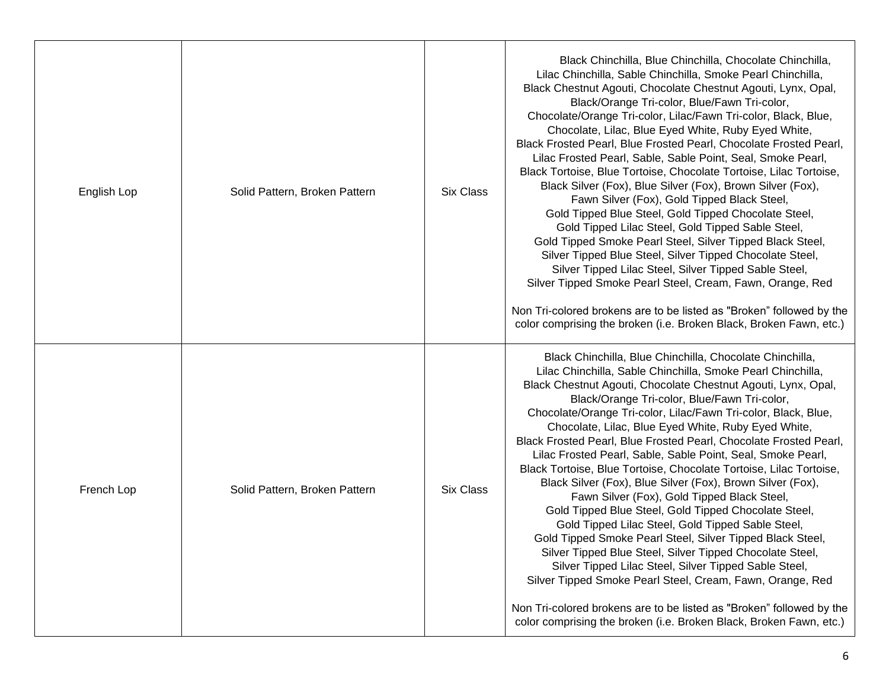| | | | |
|---|---|---|---|
| English Lop | Solid Pattern, Broken Pattern | Six Class | Black Chinchilla, Blue Chinchilla, Chocolate Chinchilla, Lilac Chinchilla, Sable Chinchilla, Smoke Pearl Chinchilla, Black Chestnut Agouti, Chocolate Chestnut Agouti, Lynx, Opal, Black/Orange Tri-color, Blue/Fawn Tri-color, Chocolate/Orange Tri-color, Lilac/Fawn Tri-color, Black, Blue, Chocolate, Lilac, Blue Eyed White, Ruby Eyed White, Black Frosted Pearl, Blue Frosted Pearl, Chocolate Frosted Pearl, Lilac Frosted Pearl, Sable, Sable Point, Seal, Smoke Pearl, Black Tortoise, Blue Tortoise, Chocolate Tortoise, Lilac Tortoise, Black Silver (Fox), Blue Silver (Fox), Brown Silver (Fox), Fawn Silver (Fox), Gold Tipped Black Steel, Gold Tipped Blue Steel, Gold Tipped Chocolate Steel, Gold Tipped Lilac Steel, Gold Tipped Sable Steel, Gold Tipped Smoke Pearl Steel, Silver Tipped Black Steel, Silver Tipped Blue Steel, Silver Tipped Chocolate Steel, Silver Tipped Lilac Steel, Silver Tipped Sable Steel, Silver Tipped Smoke Pearl Steel, Cream, Fawn, Orange, Red<br><br>Non Tri-colored brokens are to be listed as "Broken" followed by the color comprising the broken (i.e. Broken Black, Broken Fawn, etc.) |
| French Lop | Solid Pattern, Broken Pattern | Six Class | Black Chinchilla, Blue Chinchilla, Chocolate Chinchilla, Lilac Chinchilla, Sable Chinchilla, Smoke Pearl Chinchilla, Black Chestnut Agouti, Chocolate Chestnut Agouti, Lynx, Opal, Black/Orange Tri-color, Blue/Fawn Tri-color, Chocolate/Orange Tri-color, Lilac/Fawn Tri-color, Black, Blue, Chocolate, Lilac, Blue Eyed White, Ruby Eyed White, Black Frosted Pearl, Blue Frosted Pearl, Chocolate Frosted Pearl, Lilac Frosted Pearl, Sable, Sable Point, Seal, Smoke Pearl, Black Tortoise, Blue Tortoise, Chocolate Tortoise, Lilac Tortoise, Black Silver (Fox), Blue Silver (Fox), Brown Silver (Fox), Fawn Silver (Fox), Gold Tipped Black Steel, Gold Tipped Blue Steel, Gold Tipped Chocolate Steel, Gold Tipped Lilac Steel, Gold Tipped Sable Steel, Gold Tipped Smoke Pearl Steel, Silver Tipped Black Steel, Silver Tipped Blue Steel, Silver Tipped Chocolate Steel, Silver Tipped Lilac Steel, Silver Tipped Sable Steel, Silver Tipped Smoke Pearl Steel, Cream, Fawn, Orange, Red<br><br>Non Tri-colored brokens are to be listed as "Broken" followed by the color comprising the broken (i.e. Broken Black, Broken Fawn, etc.) |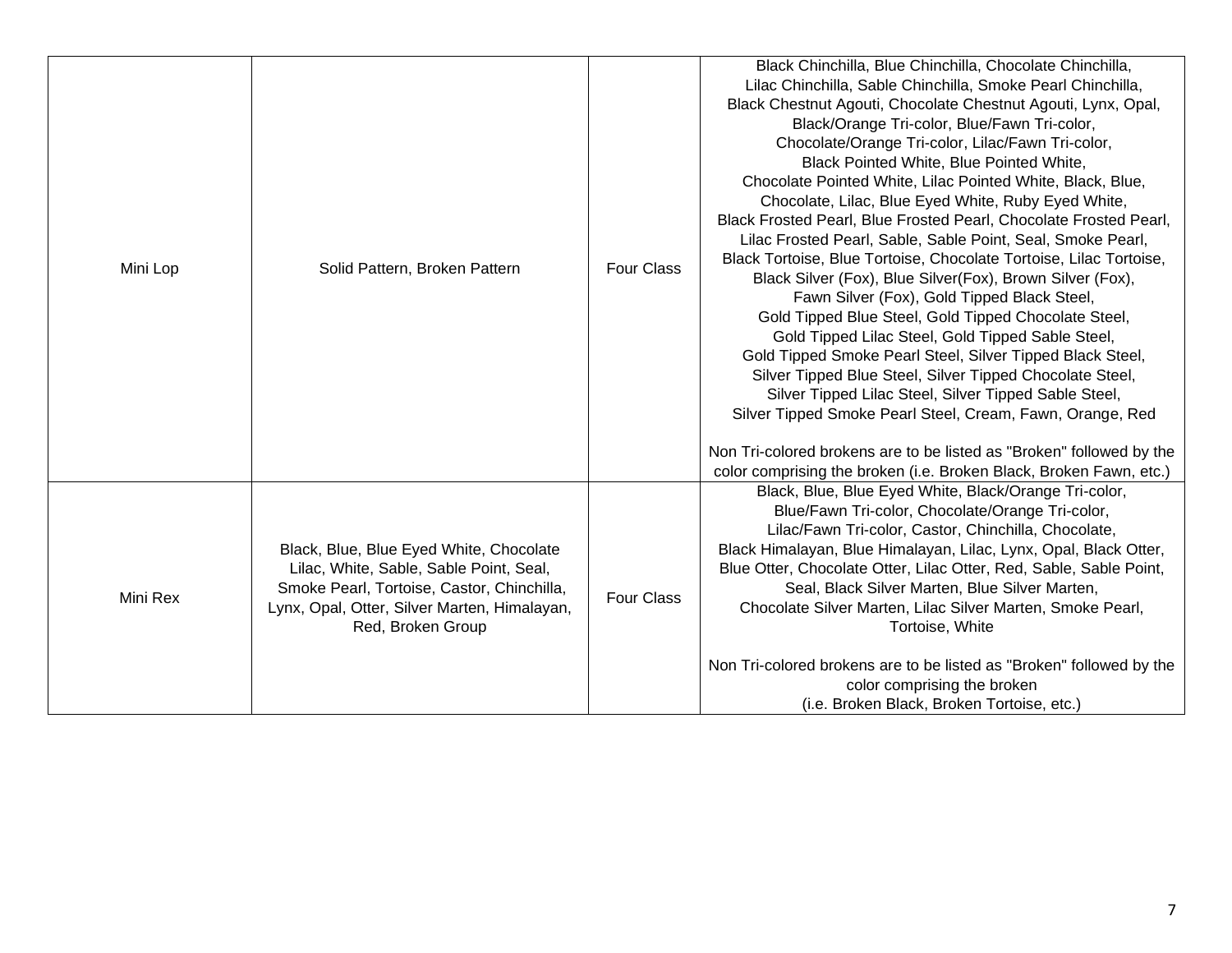| | | | |
|---|---|---|---|
| Mini Lop | Solid Pattern, Broken Pattern | Four Class | Black Chinchilla, Blue Chinchilla, Chocolate Chinchilla, Lilac Chinchilla, Sable Chinchilla, Smoke Pearl Chinchilla, Black Chestnut Agouti, Chocolate Chestnut Agouti, Lynx, Opal, Black/Orange Tri-color, Blue/Fawn Tri-color, Chocolate/Orange Tri-color, Lilac/Fawn Tri-color, Black Pointed White, Blue Pointed White, Chocolate Pointed White, Lilac Pointed White, Black, Blue, Chocolate, Lilac, Blue Eyed White, Ruby Eyed White, Black Frosted Pearl, Blue Frosted Pearl, Chocolate Frosted Pearl, Lilac Frosted Pearl, Sable, Sable Point, Seal, Smoke Pearl, Black Tortoise, Blue Tortoise, Chocolate Tortoise, Lilac Tortoise, Black Silver (Fox), Blue Silver(Fox), Brown Silver (Fox), Fawn Silver (Fox), Gold Tipped Black Steel, Gold Tipped Blue Steel, Gold Tipped Chocolate Steel, Gold Tipped Lilac Steel, Gold Tipped Sable Steel, Gold Tipped Smoke Pearl Steel, Silver Tipped Black Steel, Silver Tipped Blue Steel, Silver Tipped Chocolate Steel, Silver Tipped Lilac Steel, Silver Tipped Sable Steel, Silver Tipped Smoke Pearl Steel, Cream, Fawn, Orange, Red<br><br>Non Tri-colored brokens are to be listed as "Broken" followed by the color comprising the broken (i.e. Broken Black, Broken Fawn, etc.) |
| Mini Rex | Black, Blue, Blue Eyed White, Chocolate Lilac, White, Sable, Sable Point, Seal, Smoke Pearl, Tortoise, Castor, Chinchilla, Lynx, Opal, Otter, Silver Marten, Himalayan, Red, Broken Group | Four Class | Black, Blue, Blue Eyed White, Black/Orange Tri-color, Blue/Fawn Tri-color, Chocolate/Orange Tri-color, Lilac/Fawn Tri-color, Castor, Chinchilla, Chocolate, Black Himalayan, Blue Himalayan, Lilac, Lynx, Opal, Black Otter, Blue Otter, Chocolate Otter, Lilac Otter, Red, Sable, Sable Point, Seal, Black Silver Marten, Blue Silver Marten, Chocolate Silver Marten, Lilac Silver Marten, Smoke Pearl, Tortoise, White<br><br>Non Tri-colored brokens are to be listed as "Broken" followed by the color comprising the broken (i.e. Broken Black, Broken Tortoise, etc.) |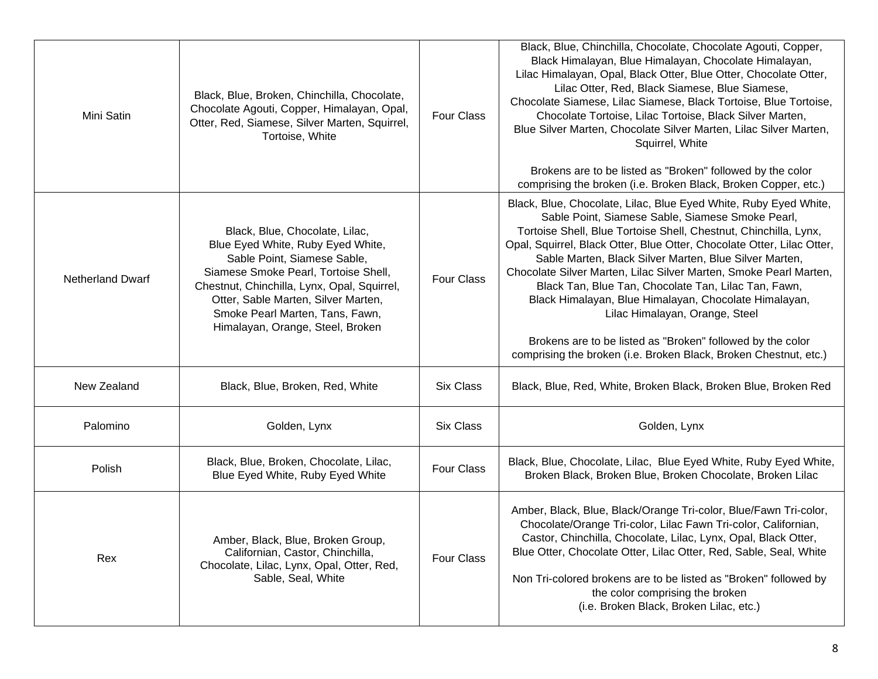| | | | |
|---|---|---|---|
| Mini Satin | Black, Blue, Broken, Chinchilla, Chocolate, Chocolate Agouti, Copper, Himalayan, Opal, Otter, Red, Siamese, Silver Marten, Squirrel, Tortoise, White | Four Class | Black, Blue, Chinchilla, Chocolate, Chocolate Agouti, Copper, Black Himalayan, Blue Himalayan, Chocolate Himalayan, Lilac Himalayan, Opal, Black Otter, Blue Otter, Chocolate Otter, Lilac Otter, Red, Black Siamese, Blue Siamese, Chocolate Siamese, Lilac Siamese, Black Tortoise, Blue Tortoise, Chocolate Tortoise, Lilac Tortoise, Black Silver Marten, Blue Silver Marten, Chocolate Silver Marten, Lilac Silver Marten, Squirrel, White<br><br>Brokens are to be listed as "Broken" followed by the color comprising the broken (i.e. Broken Black, Broken Copper, etc.) |
| Netherland Dwarf | Black, Blue, Chocolate, Lilac, Blue Eyed White, Ruby Eyed White, Sable Point, Siamese Sable, Siamese Smoke Pearl, Tortoise Shell, Chestnut, Chinchilla, Lynx, Opal, Squirrel, Otter, Sable Marten, Silver Marten, Smoke Pearl Marten, Tans, Fawn, Himalayan, Orange, Steel, Broken | Four Class | Black, Blue, Chocolate, Lilac, Blue Eyed White, Ruby Eyed White, Sable Point, Siamese Sable, Siamese Smoke Pearl, Tortoise Shell, Blue Tortoise Shell, Chestnut, Chinchilla, Lynx, Opal, Squirrel, Black Otter, Blue Otter, Chocolate Otter, Lilac Otter, Sable Marten, Black Silver Marten, Blue Silver Marten, Chocolate Silver Marten, Lilac Silver Marten, Smoke Pearl Marten, Black Tan, Blue Tan, Chocolate Tan, Lilac Tan, Fawn, Black Himalayan, Blue Himalayan, Chocolate Himalayan, Lilac Himalayan, Orange, Steel<br><br>Brokens are to be listed as "Broken" followed by the color comprising the broken (i.e. Broken Black, Broken Chestnut, etc.) |
| New Zealand | Black, Blue, Broken, Red, White | Six Class | Black, Blue, Red, White, Broken Black, Broken Blue, Broken Red |
| Palomino | Golden, Lynx | Six Class | Golden, Lynx |
| Polish | Black, Blue, Broken, Chocolate, Lilac, Blue Eyed White, Ruby Eyed White | Four Class | Black, Blue, Chocolate, Lilac, Blue Eyed White, Ruby Eyed White, Broken Black, Broken Blue, Broken Chocolate, Broken Lilac |
| Rex | Amber, Black, Blue, Broken Group, Californian, Castor, Chinchilla, Chocolate, Lilac, Lynx, Opal, Otter, Red, Sable, Seal, White | Four Class | Amber, Black, Blue, Black/Orange Tri-color, Blue/Fawn Tri-color, Chocolate/Orange Tri-color, Lilac Fawn Tri-color, Californian, Castor, Chinchilla, Chocolate, Lilac, Lynx, Opal, Black Otter, Blue Otter, Chocolate Otter, Lilac Otter, Red, Sable, Seal, White<br><br>Non Tri-colored brokens are to be listed as "Broken" followed by the color comprising the broken (i.e. Broken Black, Broken Lilac, etc.) |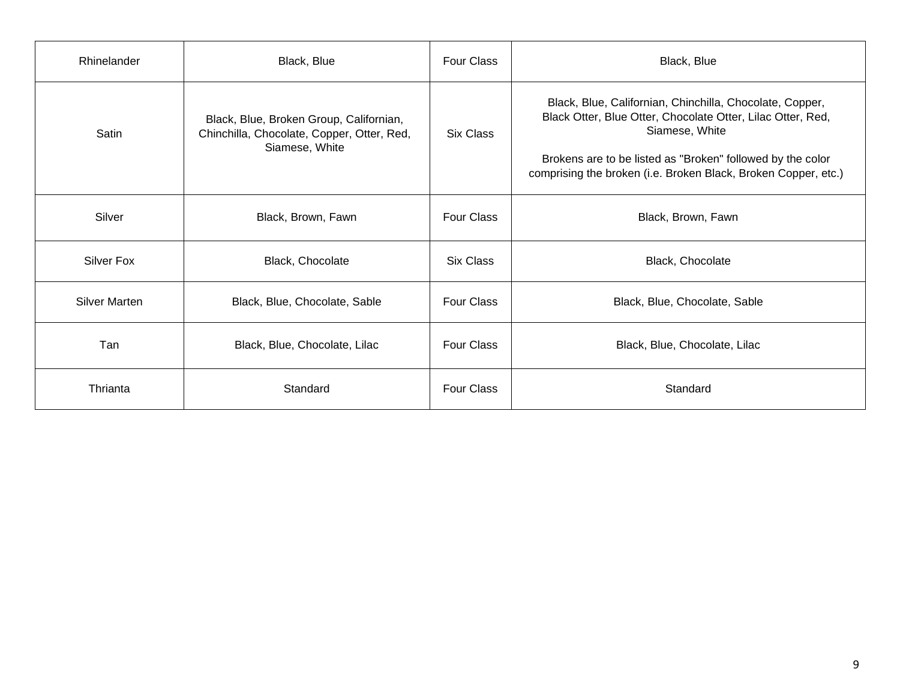| Rhinelander | Black, Blue | Four Class | Black, Blue |
|---|---|---|---|
| Satin | Black, Blue, Broken Group, Californian, Chinchilla, Chocolate, Copper, Otter, Red, Siamese, White | Six Class | Black, Blue, Californian, Chinchilla, Chocolate, Copper, Black Otter, Blue Otter, Chocolate Otter, Lilac Otter, Red, Siamese, White<br><br>Brokens are to be listed as "Broken" followed by the color comprising the broken (i.e. Broken Black, Broken Copper, etc.) |
| Silver | Black, Brown, Fawn | Four Class | Black, Brown, Fawn |
| Silver Fox | Black, Chocolate | Six Class | Black, Chocolate |
| Silver Marten | Black, Blue, Chocolate, Sable | Four Class | Black, Blue, Chocolate, Sable |
| Tan | Black, Blue, Chocolate, Lilac | Four Class | Black, Blue, Chocolate, Lilac |
| Thrianta | Standard | Four Class | Standard |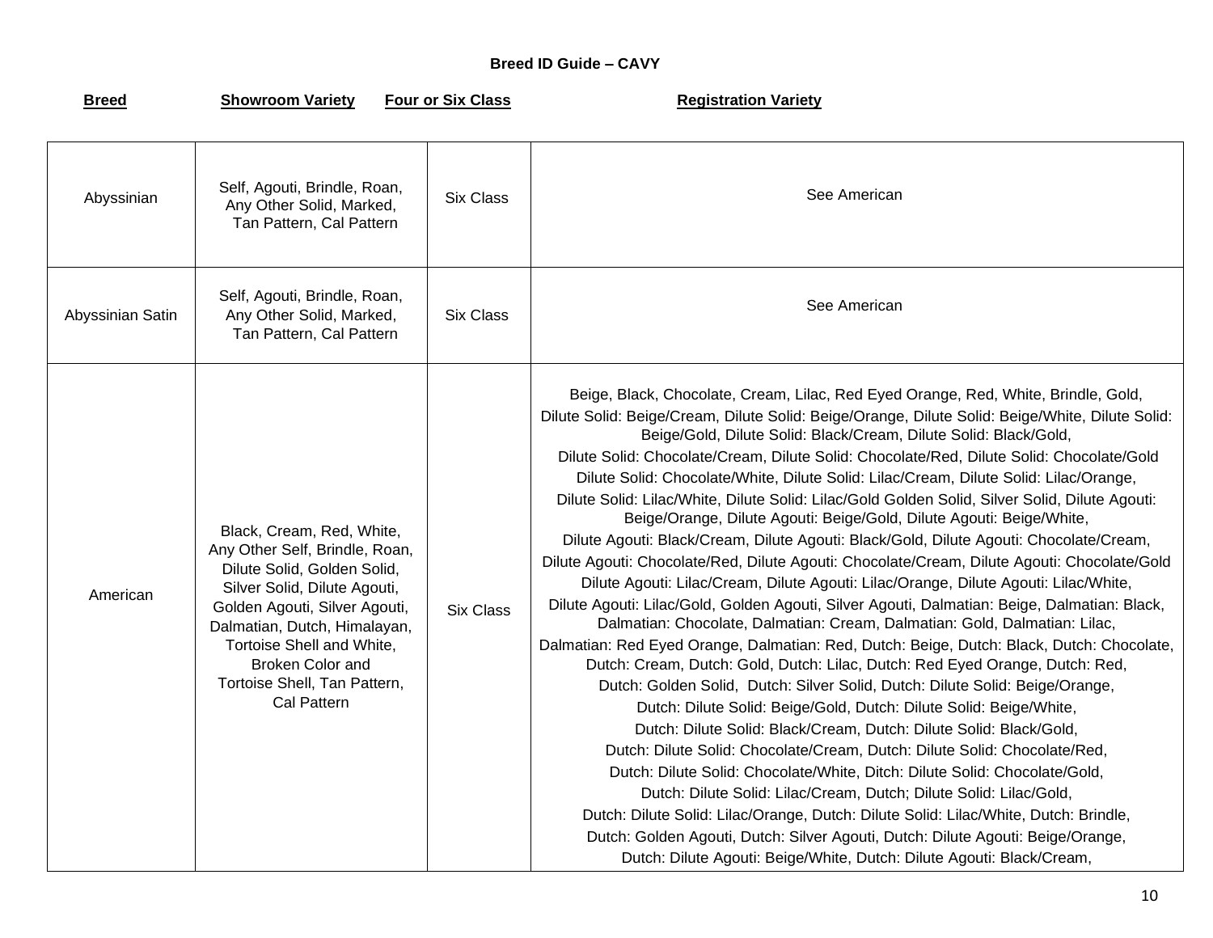**Breed ID Guide – CAVY**

| Breed | Showroom Variety | Four or Six Class | Registration Variety |
|---|---|---|---|
| Abyssinian | Self, Agouti, Brindle, Roan, Any Other Solid, Marked, Tan Pattern, Cal Pattern | Six Class | See American |
| Abyssinian Satin | Self, Agouti, Brindle, Roan, Any Other Solid, Marked, Tan Pattern, Cal Pattern | Six Class | See American |
| American | Black, Cream, Red, White, Any Other Self, Brindle, Roan, Dilute Solid, Golden Solid, Silver Solid, Dilute Agouti, Golden Agouti, Silver Agouti, Dalmatian, Dutch, Himalayan, Tortoise Shell and White, Broken Color and Tortoise Shell, Tan Pattern, Cal Pattern | Six Class | Beige, Black, Chocolate, Cream, Lilac, Red Eyed Orange, Red, White, Brindle, Gold, Dilute Solid: Beige/Cream, Dilute Solid: Beige/Orange, Dilute Solid: Beige/White, Dilute Solid: Beige/Gold, Dilute Solid: Black/Cream, Dilute Solid: Black/Gold, Dilute Solid: Chocolate/Cream, Dilute Solid: Chocolate/Red, Dilute Solid: Chocolate/Gold Dilute Solid: Chocolate/White, Dilute Solid: Lilac/Cream, Dilute Solid: Lilac/Orange, Dilute Solid: Lilac/White, Dilute Solid: Lilac/Gold Golden Solid, Silver Solid, Dilute Agouti: Beige/Orange, Dilute Agouti: Beige/Gold, Dilute Agouti: Beige/White, Dilute Agouti: Black/Cream, Dilute Agouti: Black/Gold, Dilute Agouti: Chocolate/Cream, Dilute Agouti: Chocolate/Red, Dilute Agouti: Chocolate/Cream, Dilute Agouti: Chocolate/Gold Dilute Agouti: Lilac/Cream, Dilute Agouti: Lilac/Orange, Dilute Agouti: Lilac/White, Dilute Agouti: Lilac/Gold, Golden Agouti, Silver Agouti, Dalmatian: Beige, Dalmatian: Black, Dalmatian: Chocolate, Dalmatian: Cream, Dalmatian: Gold, Dalmatian: Lilac, Dalmatian: Red Eyed Orange, Dalmatian: Red, Dutch: Beige, Dutch: Black, Dutch: Chocolate, Dutch: Cream, Dutch: Gold, Dutch: Lilac, Dutch: Red Eyed Orange, Dutch: Red, Dutch: Golden Solid, Dutch: Silver Solid, Dutch: Dilute Solid: Beige/Orange, Dutch: Dilute Solid: Beige/Gold, Dutch: Dilute Solid: Beige/White, Dutch: Dilute Solid: Black/Cream, Dutch: Dilute Solid: Black/Gold, Dutch: Dilute Solid: Chocolate/Cream, Dutch: Dilute Solid: Chocolate/Red, Dutch: Dilute Solid: Chocolate/White, Ditch: Dilute Solid: Chocolate/Gold, Dutch: Dilute Solid: Lilac/Cream, Dutch; Dilute Solid: Lilac/Gold, Dutch: Dilute Solid: Lilac/Orange, Dutch: Dilute Solid: Lilac/White, Dutch: Brindle, Dutch: Golden Agouti, Dutch: Silver Agouti, Dutch: Dilute Agouti: Beige/Orange, Dutch: Dilute Agouti: Beige/White, Dutch: Dilute Agouti: Black/Cream, |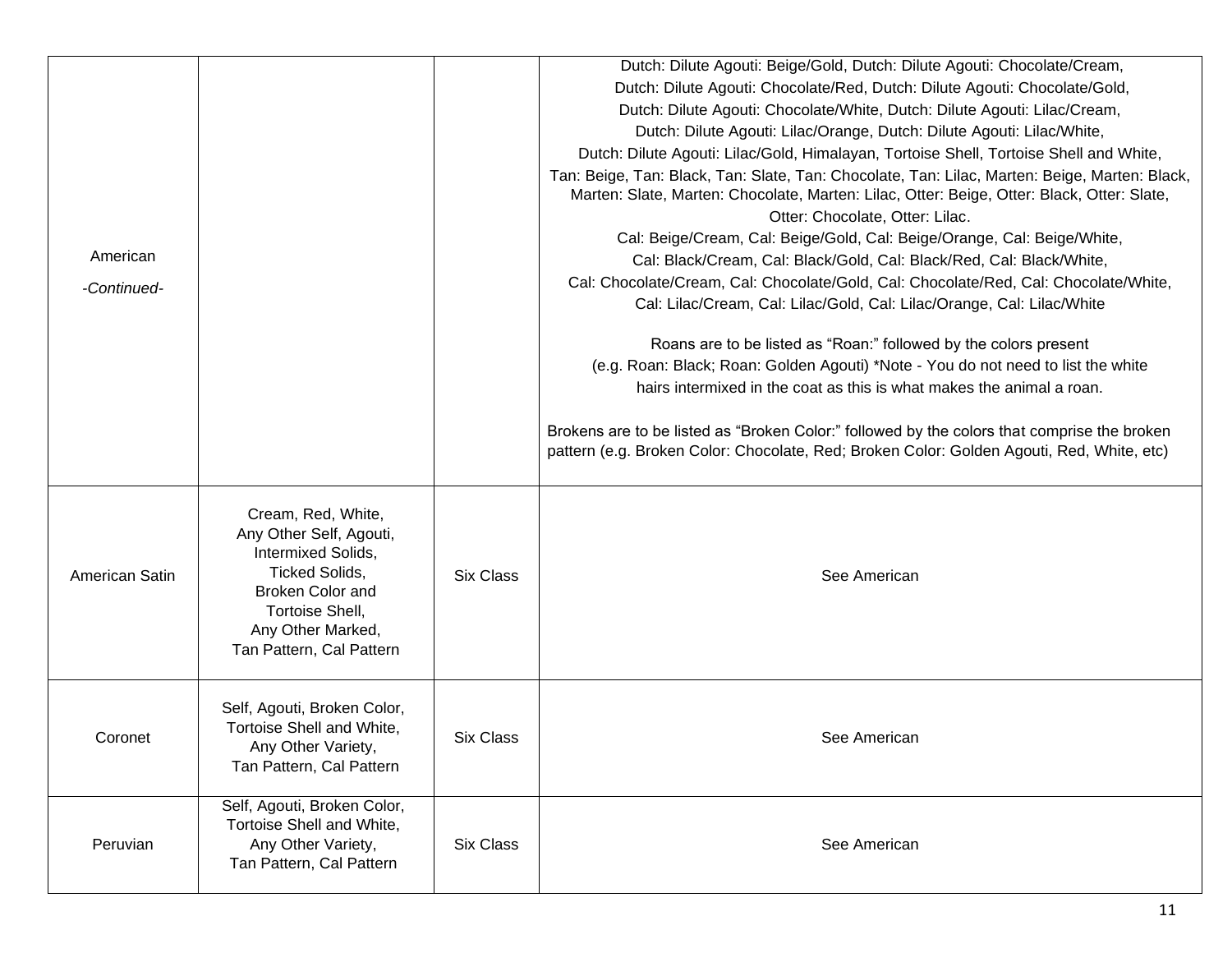| | | | |
|---|---|---|---|
| American<br>*-Continued-* | | | Dutch: Dilute Agouti: Beige/Gold, Dutch: Dilute Agouti: Chocolate/Cream, Dutch: Dilute Agouti: Chocolate/Red, Dutch: Dilute Agouti: Chocolate/Gold, Dutch: Dilute Agouti: Chocolate/White, Dutch: Dilute Agouti: Lilac/Cream, Dutch: Dilute Agouti: Lilac/Orange, Dutch: Dilute Agouti: Lilac/White, Dutch: Dilute Agouti: Lilac/Gold, Himalayan, Tortoise Shell, Tortoise Shell and White, Tan: Beige, Tan: Black, Tan: Slate, Tan: Chocolate, Tan: Lilac, Marten: Beige, Marten: Black, Marten: Slate, Marten: Chocolate, Marten: Lilac, Otter: Beige, Otter: Black, Otter: Slate, Otter: Chocolate, Otter: Lilac.<br>Cal: Beige/Cream, Cal: Beige/Gold, Cal: Beige/Orange, Cal: Beige/White, Cal: Black/Cream, Cal: Black/Gold, Cal: Black/Red, Cal: Black/White, Cal: Chocolate/Cream, Cal: Chocolate/Gold, Cal: Chocolate/Red, Cal: Chocolate/White, Cal: Lilac/Cream, Cal: Lilac/Gold, Cal: Lilac/Orange, Cal: Lilac/White<br><br>Roans are to be listed as "Roan:" followed by the colors present (e.g. Roan: Black; Roan: Golden Agouti) *Note - You do not need to list the white hairs intermixed in the coat as this is what makes the animal a roan.<br><br>Brokens are to be listed as "Broken Color:" followed by the colors that comprise the broken pattern (e.g. Broken Color: Chocolate, Red; Broken Color: Golden Agouti, Red, White, etc) |
| American Satin | Cream, Red, White, Any Other Self, Agouti, Intermixed Solids, Ticked Solids, Broken Color and Tortoise Shell, Any Other Marked, Tan Pattern, Cal Pattern | Six Class | See American |
| Coronet | Self, Agouti, Broken Color, Tortoise Shell and White, Any Other Variety, Tan Pattern, Cal Pattern | Six Class | See American |
| Peruvian | Self, Agouti, Broken Color, Tortoise Shell and White, Any Other Variety, Tan Pattern, Cal Pattern | Six Class | See American |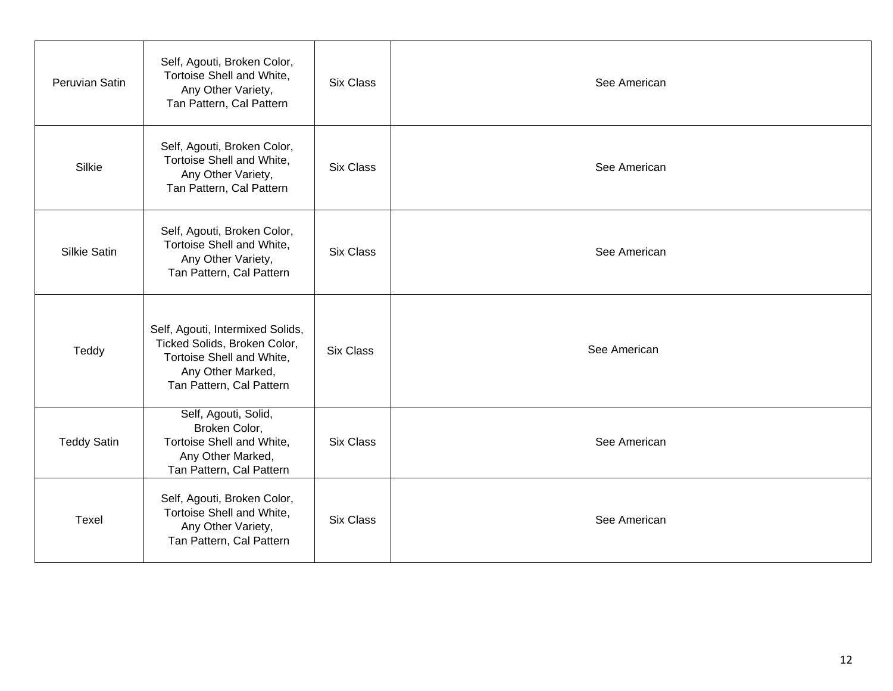| Peruvian Satin | Self, Agouti, Broken Color, Tortoise Shell and White, Any Other Variety, Tan Pattern, Cal Pattern | Six Class | See American |
|---|---|---|---|
| Silkie | Self, Agouti, Broken Color, Tortoise Shell and White, Any Other Variety, Tan Pattern, Cal Pattern | Six Class | See American |
| Silkie Satin | Self, Agouti, Broken Color, Tortoise Shell and White, Any Other Variety, Tan Pattern, Cal Pattern | Six Class | See American |
| Teddy | Self, Agouti, Intermixed Solids, Ticked Solids, Broken Color, Tortoise Shell and White, Any Other Marked, Tan Pattern, Cal Pattern | Six Class | See American |
| Teddy Satin | Self, Agouti, Solid, Broken Color, Tortoise Shell and White, Any Other Marked, Tan Pattern, Cal Pattern | Six Class | See American |
| Texel | Self, Agouti, Broken Color, Tortoise Shell and White, Any Other Variety, Tan Pattern, Cal Pattern | Six Class | See American |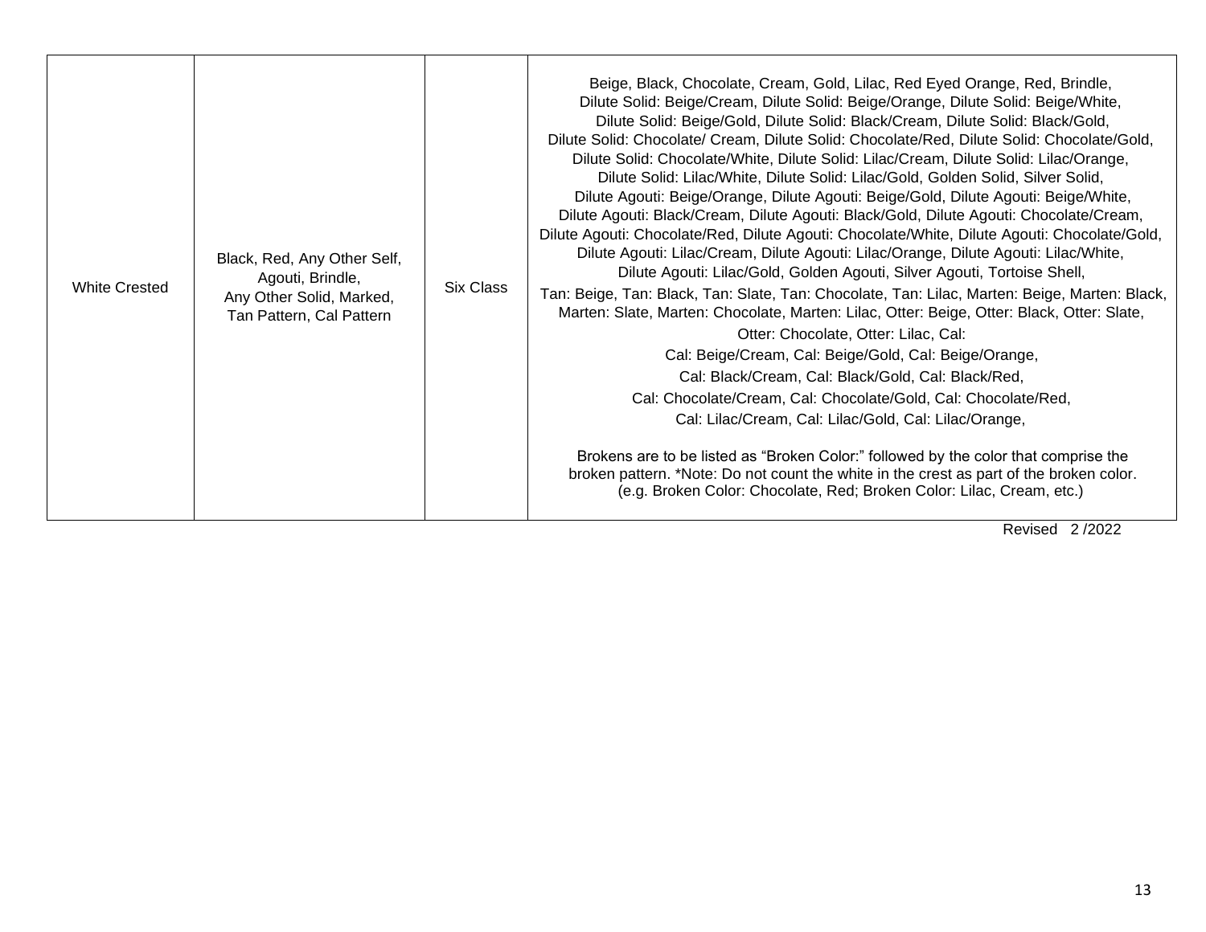| | | | |
|---|---|---|---|
| White Crested | Black, Red, Any Other Self, Agouti, Brindle, Any Other Solid, Marked, Tan Pattern, Cal Pattern | Six Class | Beige, Black, Chocolate, Cream, Gold, Lilac, Red Eyed Orange, Red, Brindle, Dilute Solid: Beige/Cream, Dilute Solid: Beige/Orange, Dilute Solid: Beige/White, Dilute Solid: Beige/Gold, Dilute Solid: Black/Cream, Dilute Solid: Black/Gold, Dilute Solid: Chocolate/ Cream, Dilute Solid: Chocolate/Red, Dilute Solid: Chocolate/Gold, Dilute Solid: Chocolate/White, Dilute Solid: Lilac/Cream, Dilute Solid: Lilac/Orange, Dilute Solid: Lilac/White, Dilute Solid: Lilac/Gold, Golden Solid, Silver Solid, Dilute Agouti: Beige/Orange, Dilute Agouti: Beige/Gold, Dilute Agouti: Beige/White, Dilute Agouti: Black/Cream, Dilute Agouti: Black/Gold, Dilute Agouti: Chocolate/Cream, Dilute Agouti: Chocolate/Red, Dilute Agouti: Chocolate/White, Dilute Agouti: Chocolate/Gold, Dilute Agouti: Lilac/Cream, Dilute Agouti: Lilac/Orange, Dilute Agouti: Lilac/White, Dilute Agouti: Lilac/Gold, Golden Agouti, Silver Agouti, Tortoise Shell, Tan: Beige, Tan: Black, Tan: Slate, Tan: Chocolate, Tan: Lilac, Marten: Beige, Marten: Black, Marten: Slate, Marten: Chocolate, Marten: Lilac, Otter: Beige, Otter: Black, Otter: Slate, Otter: Chocolate, Otter: Lilac, Cal: Cal: Beige/Cream, Cal: Beige/Gold, Cal: Beige/Orange, Cal: Black/Cream, Cal: Black/Gold, Cal: Black/Red, Cal: Chocolate/Cream, Cal: Chocolate/Gold, Cal: Chocolate/Red, Cal: Lilac/Cream, Cal: Lilac/Gold, Cal: Lilac/Orange,<br><br>Brokens are to be listed as "Broken Color:" followed by the color that comprise the broken pattern. *Note: Do not count the white in the crest as part of the broken color. (e.g. Broken Color: Chocolate, Red; Broken Color: Lilac, Cream, etc.) |

Revised 2 /2022